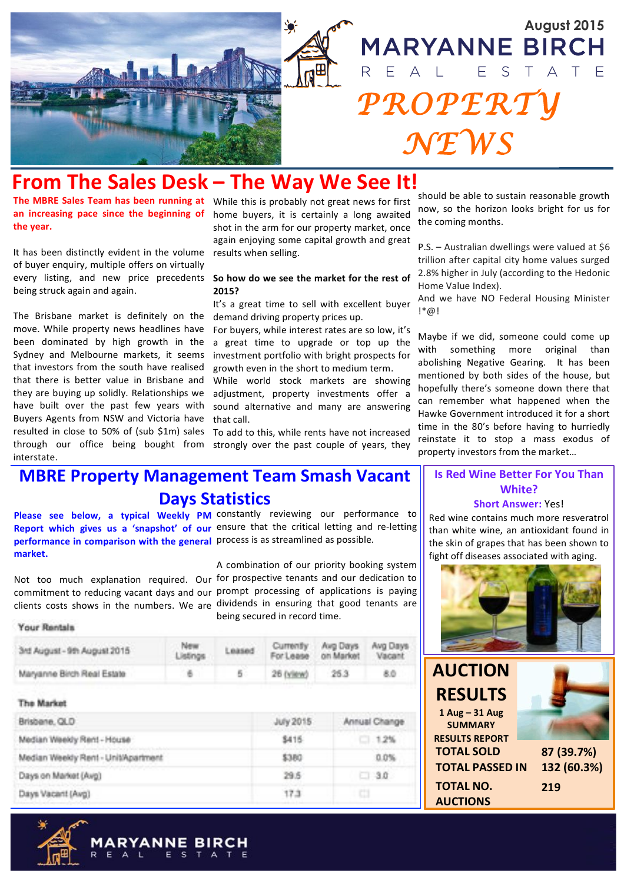August 2015

# MARYANNE BIRCH REAL ESTATE PROPERTY NEWS

## From The Sales Desk – The Way We See It!

**The MBRE Sales Team has been running at an increasing pace since the beginning of the year.**

It has been distinctly evident in the volume of buyer enquiry, multiple offers on virtually every listing, and new price precedents being struck again and again.

The Brisbane market is definitely on the move. While property news headlines have been dominated by high growth in the Sydney and Melbourne markets, it seems that investors from the south have realised that there is better value in Brisbane and they are buying up solidly. Relationships we have built over the past few years with Buyers Agents from NSW and Victoria have resulted in close to 50% of (sub $1m) sales through our office being bought from interstate.

While this is probably not great news for first home buyers, it is certainly a long awaited shot in the arm for our property market, once again enjoying some capital growth and great results when selling.

**So how do we see the market for the rest of 2015?**

It's a great time to sell with excellent buyer demand driving property prices up.

For buyers, while interest rates are so low, it's a great time to upgrade or top up the investment portfolio with bright prospects for growth even in the short to medium term.

While world stock markets are showing adjustment, property investments offer a sound alternative and many are answering that call.

To add to this, while rents have not increased strongly over the past couple of years, they should be able to sustain reasonable growth now, so the horizon looks bright for us for the coming months.

P.S. – Australian dwellings were valued at $6 trillion after capital city home values surged 2.8% higher in July (according to the Hedonic Home Value Index).

And we have NO Federal Housing Minister !*@!

Maybe if we did, someone could come up with something more original than abolishing Negative Gearing. It has been mentioned by both sides of the house, but hopefully there's someone down there that can remember what happened when the Hawke Government introduced it for a short time in the 80's before having to hurriedly reinstate it to stop a mass exodus of property investors from the market…

## MBRE Property Management Team Smash Vacant Days Statistics

**Please see below, a typical Weekly PM Report which gives us a 'snapshot' of our performance in comparison with the general market.**

Not too much explanation required. Our commitment to reducing vacant days and our clients costs shows in the numbers. We are constantly reviewing our performance to ensure that the critical letting and re-letting process is as streamlined as possible.

A combination of our priority booking system for prospective tenants and our dedication to prompt processing of applications is paying dividends in ensuring that good tenants are being secured in record time.

**Your Rentals**

| 3rd August - 9th August 2015 | New Listings | Leased | Currently For Lease | Avg Days on Market | Avg Days Vacant |
|---|---|---|---|---|---|
| Maryanne Birch Real Estate | 6 | 5 | 26 (view) | 25.3 | 8.0 |

**The Market**

| Brisbane, QLD | July 2015 | Annual Change |
|---|---|---|
| Median Weekly Rent - House | $415 | 1.2% |
| Median Weekly Rent - Unit/Apartment | $380 | 0.0% |
| Days on Market (Avg) | 29.5 | 3.0 |
| Days Vacant (Avg) | 17.3 | |

## Is Red Wine Better For You Than White?

**Short Answer:** Yes!

Red wine contains much more resveratrol than white wine, an antioxidant found in the skin of grapes that has been shown to fight off diseases associated with aging.

## AUCTION RESULTS

**1 Aug – 31 Aug SUMMARY RESULTS REPORT**

| | |
|---|---|
| **TOTAL SOLD** | **87 (39.7%)** |
| **TOTAL PASSED IN** | **132 (60.3%)** |
| **TOTAL NO. AUCTIONS** | **219** |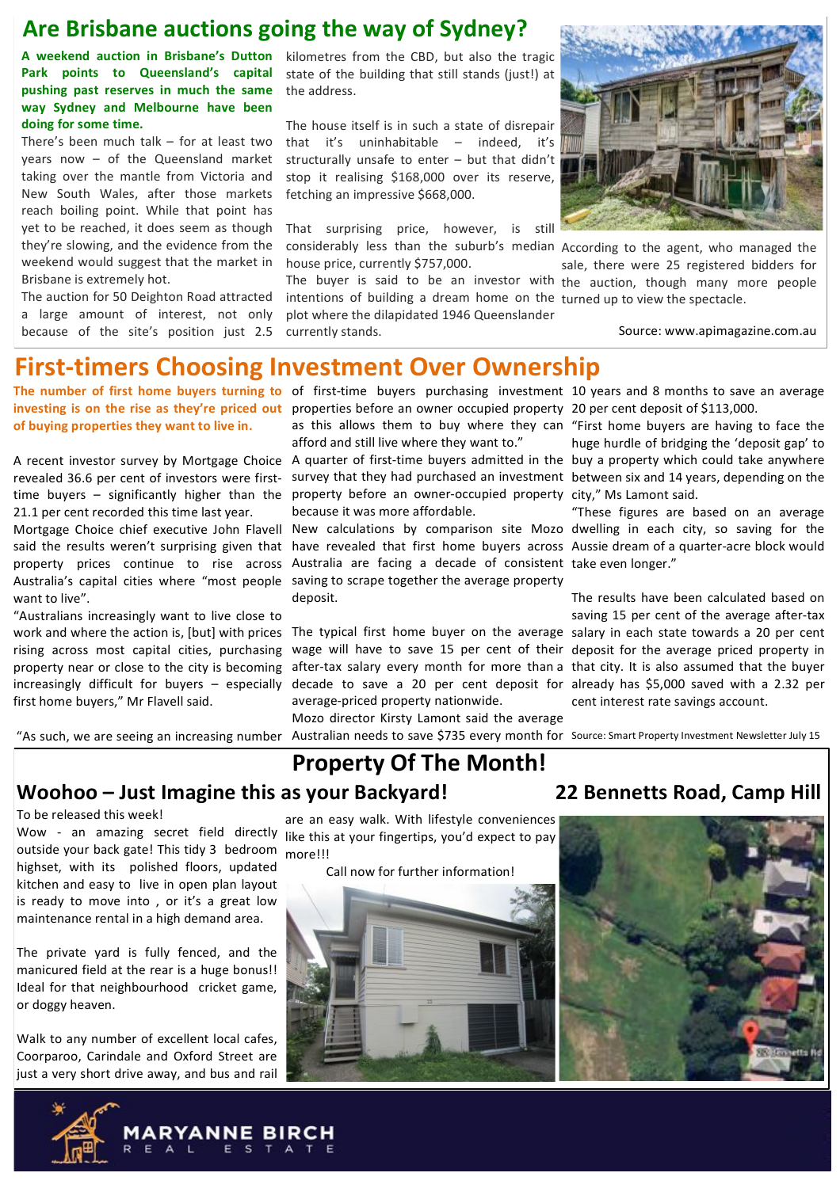# Are Brisbane auctions going the way of Sydney?

**A weekend auction in Brisbane's Dutton Park points to Queensland's capital pushing past reserves in much the same way Sydney and Melbourne have been doing for some time.**

There's been much talk – for at least two years now – of the Queensland market taking over the mantle from Victoria and New South Wales, after those markets reach boiling point. While that point has yet to be reached, it does seem as though they're slowing, and the evidence from the weekend would suggest that the market in Brisbane is extremely hot.

The auction for 50 Deighton Road attracted a large amount of interest, not only because of the site's position just 2.5 kilometres from the CBD, but also the tragic state of the building that still stands (just!) at the address.

The house itself is in such a state of disrepair that it's uninhabitable – indeed, it's structurally unsafe to enter – but that didn't stop it realising $168,000 over its reserve, fetching an impressive $668,000.

That surprising price, however, is still considerably less than the suburb's median house price, currently $757,000.

The buyer is said to be an investor with intentions of building a dream home on the plot where the dilapidated 1946 Queenslander currently stands.

According to the agent, who managed the sale, there were 25 registered bidders for the auction, though many more people turned up to view the spectacle.

Source: www.apimagazine.com.au

# First-timers Choosing Investment Over Ownership

**The number of first home buyers turning to investing is on the rise as they're priced out of buying properties they want to live in.**

A recent investor survey by Mortgage Choice revealed 36.6 per cent of investors were first-time buyers – significantly higher than the 21.1 per cent recorded this time last year.

Mortgage Choice chief executive John Flavell said the results weren't surprising given that property prices continue to rise across Australia's capital cities where "most people want to live".

"Australians increasingly want to live close to work and where the action is, [but] with prices rising across most capital cities, purchasing property near or close to the city is becoming increasingly difficult for buyers – especially first home buyers," Mr Flavell said.

"As such, we are seeing an increasing number of first-time buyers purchasing investment properties before an owner occupied property as this allows them to buy where they can afford and still live where they want to."

A quarter of first-time buyers admitted in the survey that they had purchased an investment property before an owner-occupied property because it was more affordable.

New calculations by comparison site Mozo have revealed that first home buyers across Australia are facing a decade of consistent saving to scrape together the average property deposit.

The typical first home buyer on the average wage will have to save 15 per cent of their after-tax salary every month for more than a decade to save a 20 per cent deposit for average-priced property nationwide.

Mozo director Kirsty Lamont said the average Australian needs to save $735 every month for 10 years and 8 months to save an average 20 per cent deposit of $113,000.

"First home buyers are having to face the huge hurdle of bridging the 'deposit gap' to buy a property which could take anywhere between six and 14 years, depending on the city," Ms Lamont said.

"These figures are based on an average dwelling in each city, so saving for the Aussie dream of a quarter-acre block would take even longer."

The results have been calculated based on saving 15 per cent of the average after-tax salary in each state towards a 20 per cent deposit for the average priced property in that city. It is also assumed that the buyer already has $5,000 saved with a 2.32 per cent interest rate savings account.

Source: Smart Property Investment Newsletter July 15

# Property Of The Month!

## Woohoo – Just Imagine this as your Backyard!

## 22 Bennetts Road, Camp Hill

To be released this week!

Wow - an amazing secret field directly outside your back gate! This tidy 3 bedroom highset, with its polished floors, updated kitchen and easy to live in open plan layout is ready to move into , or it's a great low maintenance rental in a high demand area.

The private yard is fully fenced, and the manicured field at the rear is a huge bonus!! Ideal for that neighbourhood cricket game, or doggy heaven.

Walk to any number of excellent local cafes, Coorparoo, Carindale and Oxford Street are just a very short drive away, and bus and rail are an easy walk. With lifestyle conveniences like this at your fingertips, you'd expect to pay more!!!

Call now for further information!

MARYANNE BIRCH REAL ESTATE